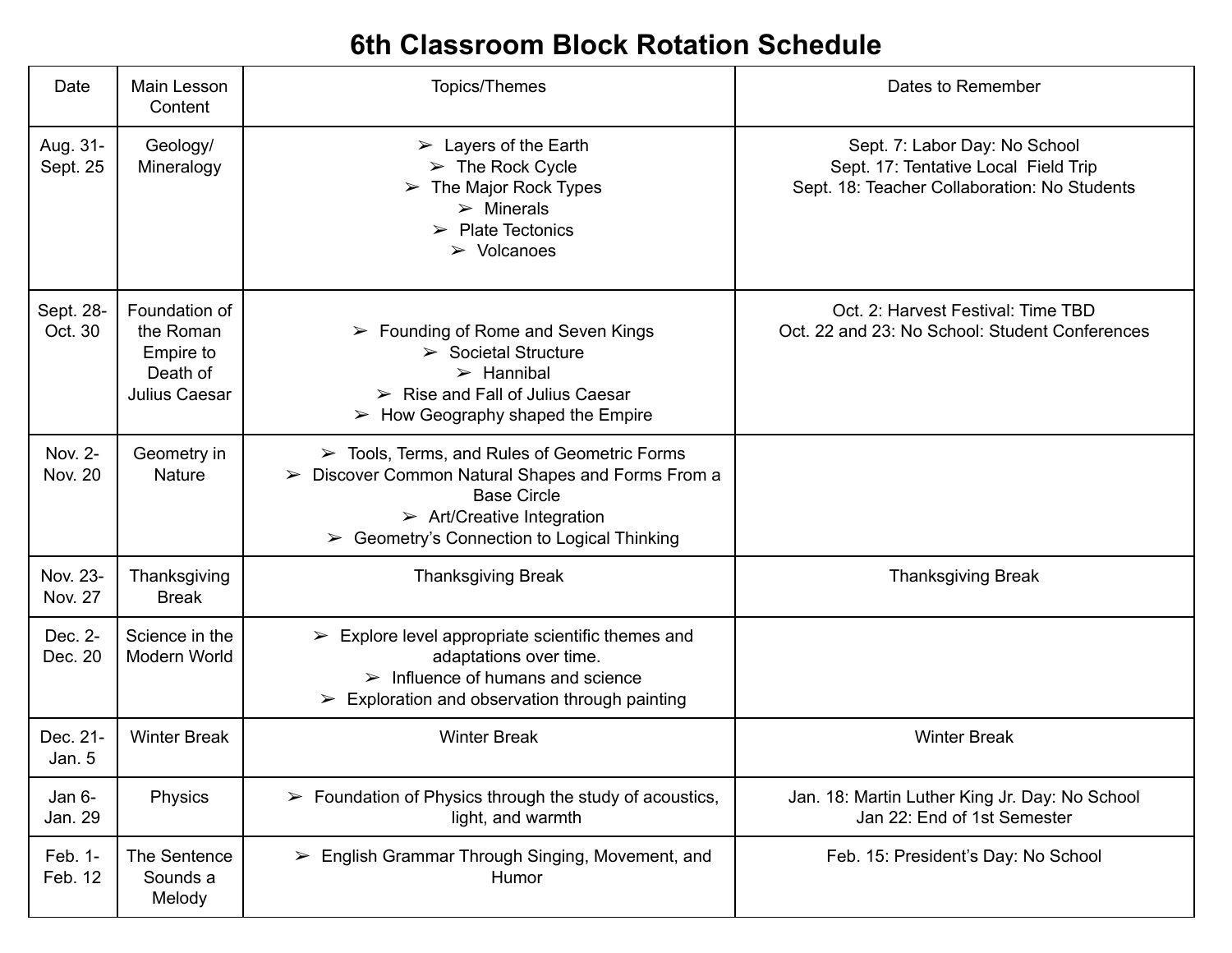# 6th Classroom Block Rotation Schedule

| Date | Main Lesson Content | Topics/Themes | Dates to Remember |
|---|---|---|---|
| Aug. 31-Sept. 25 | Geology/ Mineralogy | ➢ Layers of the Earth<br>➢ The Rock Cycle<br>➢ The Major Rock Types<br>➢ Minerals<br>➢ Plate Tectonics<br>➢ Volcanoes | Sept. 7: Labor Day: No School<br>Sept. 17: Tentative Local Field Trip<br>Sept. 18: Teacher Collaboration: No Students |
| Sept. 28-Oct. 30 | Foundation of the Roman Empire to Death of Julius Caesar | ➢ Founding of Rome and Seven Kings<br>➢ Societal Structure<br>➢ Hannibal<br>➢ Rise and Fall of Julius Caesar<br>➢ How Geography shaped the Empire | Oct. 2: Harvest Festival: Time TBD<br>Oct. 22 and 23: No School: Student Conferences |
| Nov. 2-Nov. 20 | Geometry in Nature | ➢ Tools, Terms, and Rules of Geometric Forms<br>➢ Discover Common Natural Shapes and Forms From a Base Circle<br>➢ Art/Creative Integration<br>➢ Geometry's Connection to Logical Thinking | |
| Nov. 23-Nov. 27 | Thanksgiving Break | Thanksgiving Break | Thanksgiving Break |
| Dec. 2-Dec. 20 | Science in the Modern World | ➢ Explore level appropriate scientific themes and adaptations over time.<br>➢ Influence of humans and science<br>➢ Exploration and observation through painting | |
| Dec. 21-Jan. 5 | Winter Break | Winter Break | Winter Break |
| Jan 6-Jan. 29 | Physics | ➢ Foundation of Physics through the study of acoustics, light, and warmth | Jan. 18: Martin Luther King Jr. Day: No School<br>Jan 22: End of 1st Semester |
| Feb. 1-Feb. 12 | The Sentence Sounds a Melody | ➢ English Grammar Through Singing, Movement, and Humor | Feb. 15: President's Day: No School |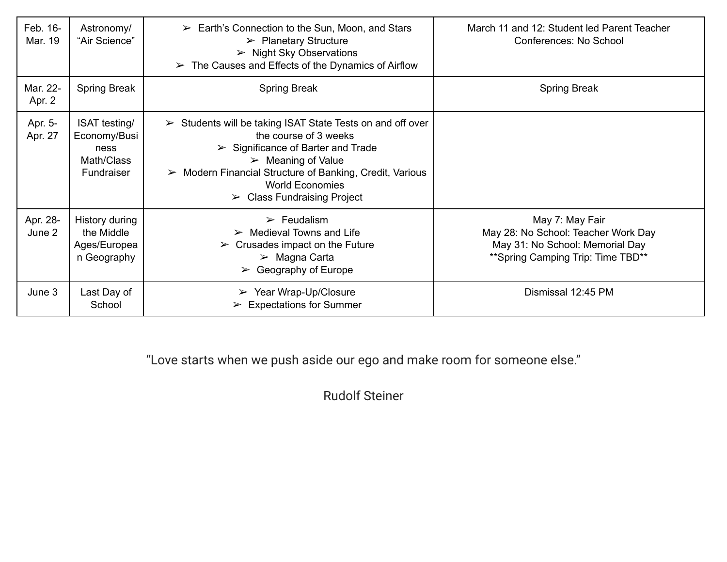| | | | |
|---|---|---|---|
| Feb. 16-Mar. 19 | Astronomy/ "Air Science" | ➢ Earth's Connection to the Sun, Moon, and Stars<br>➢ Planetary Structure<br>➢ Night Sky Observations<br>➢ The Causes and Effects of the Dynamics of Airflow | March 11 and 12: Student led Parent Teacher Conferences: No School |
| Mar. 22-Apr. 2 | Spring Break | Spring Break | Spring Break |
| Apr. 5-Apr. 27 | ISAT testing/ Economy/Business Math/Class Fundraiser | ➢ Students will be taking ISAT State Tests on and off over the course of 3 weeks<br>➢ Significance of Barter and Trade<br>➢ Meaning of Value<br>➢ Modern Financial Structure of Banking, Credit, Various World Economies<br>➢ Class Fundraising Project | |
| Apr. 28-June 2 | History during the Middle Ages/European Geography | ➢ Feudalism<br>➢ Medieval Towns and Life<br>➢ Crusades impact on the Future<br>➢ Magna Carta<br>➢ Geography of Europe | May 7: May Fair<br>May 28: No School: Teacher Work Day<br>May 31: No School: Memorial Day<br>**Spring Camping Trip: Time TBD** |
| June 3 | Last Day of School | ➢ Year Wrap-Up/Closure<br>➢ Expectations for Summer | Dismissal 12:45 PM |

"Love starts when we push aside our ego and make room for someone else."

Rudolf Steiner